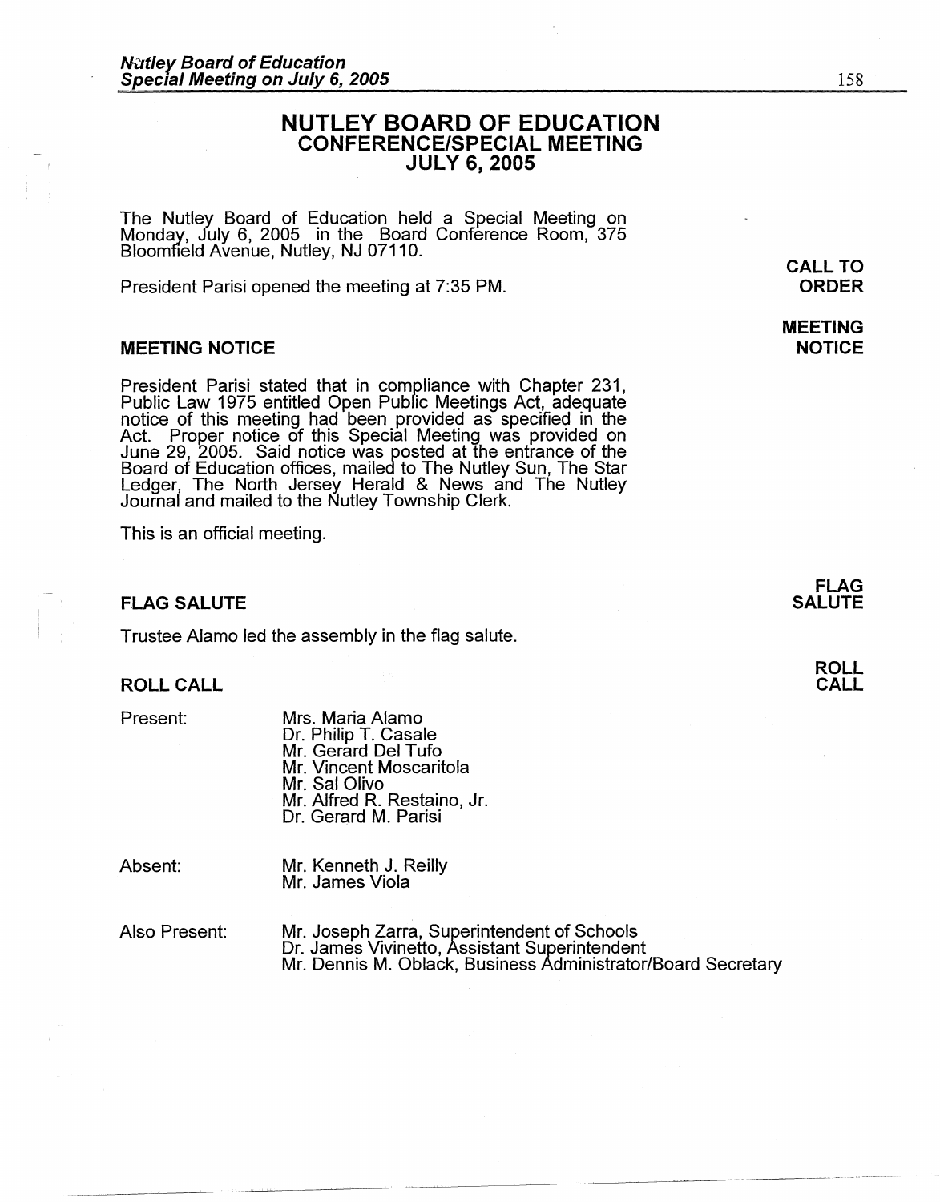# NUTLEY BOARD OF EDUCATION
## CONFERENCE/SPECIAL MEETING
## JULY 6, 2005

**CALL TO ORDER**

The Nutley Board of Education held a Special Meeting on Monday, July 6, 2005 in the Board Conference Room, 375 Bloomfield Avenue, Nutley, NJ 07110.

President Parisi opened the meeting at 7:35 PM.

### MEETING NOTICE

President Parisi stated that in compliance with Chapter 231, Public Law 1975 entitled Open Public Meetings Act, adequate notice of this meeting had been provided as specified in the Act. Proper notice of this Special Meeting was provided on June 29, 2005. Said notice was posted at the entrance of the Board of Education offices, mailed to The Nutley Sun, The Star Ledger, The North Jersey Herald & News and The Nutley Journal and mailed to the Nutley Township Clerk.

This is an official meeting.

### FLAG SALUTE

Trustee Alamo led the assembly in the flag salute.

### ROLL CALL

Present:
- Mrs. Maria Alamo
- Dr. Philip T. Casale
- Mr. Gerard Del Tufo
- Mr. Vincent Moscaritola
- Mr. Sal Olivo
- Mr. Alfred R. Restaino, Jr.
- Dr. Gerard M. Parisi

Absent:
- Mr. Kenneth J. Reilly
- Mr. James Viola

Also Present:
- Mr. Joseph Zarra, Superintendent of Schools
- Dr. James Vivinetto, Assistant Superintendent
- Mr. Dennis M. Oblack, Business Administrator/Board Secretary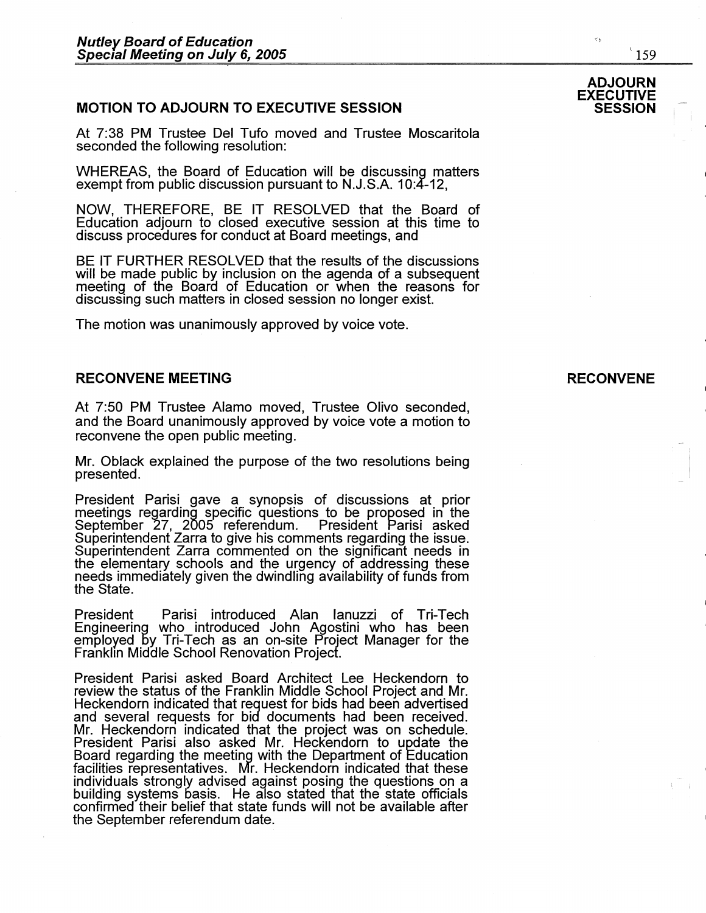## MOTION TO ADJOURN TO EXECUTIVE SESSION

**ADJOURN EXECUTIVE SESSION**

At 7:38 PM Trustee Del Tufo moved and Trustee Moscaritola seconded the following resolution:

WHEREAS, the Board of Education will be discussing matters exempt from public discussion pursuant to N.J.S.A. 10:4-12,

NOW, THEREFORE, BE IT RESOLVED that the Board of Education adjourn to closed executive session at this time to discuss procedures for conduct at Board meetings, and

BE IT FURTHER RESOLVED that the results of the discussions will be made public by inclusion on the agenda of a subsequent meeting of the Board of Education or when the reasons for discussing such matters in closed session no longer exist.

The motion was unanimously approved by voice vote.

## RECONVENE MEETING

**RECONVENE**

At 7:50 PM Trustee Alamo moved, Trustee Olivo seconded, and the Board unanimously approved by voice vote a motion to reconvene the open public meeting.

Mr. Oblack explained the purpose of the two resolutions being presented.

President Parisi gave a synopsis of discussions at prior meetings regarding specific questions to be proposed in the September 27, 2005 referendum. President Parisi asked Superintendent Zarra to give his comments regarding the issue. Superintendent Zarra commented on the significant needs in the elementary schools and the urgency of addressing these needs immediately given the dwindling availability of funds from the State.

President Parisi introduced Alan Ianuzzi of Tri-Tech Engineering who introduced John Agostini who has been employed by Tri-Tech as an on-site Project Manager for the Franklin Middle School Renovation Project.

President Parisi asked Board Architect Lee Heckendorn to review the status of the Franklin Middle School Project and Mr. Heckendorn indicated that request for bids had been advertised and several requests for bid documents had been received. Mr. Heckendorn indicated that the project was on schedule. President Parisi also asked Mr. Heckendorn to update the Board regarding the meeting with the Department of Education facilities representatives. Mr. Heckendorn indicated that these individuals strongly advised against posing the questions on a building systems basis. He also stated that the state officials confirmed their belief that state funds will not be available after the September referendum date.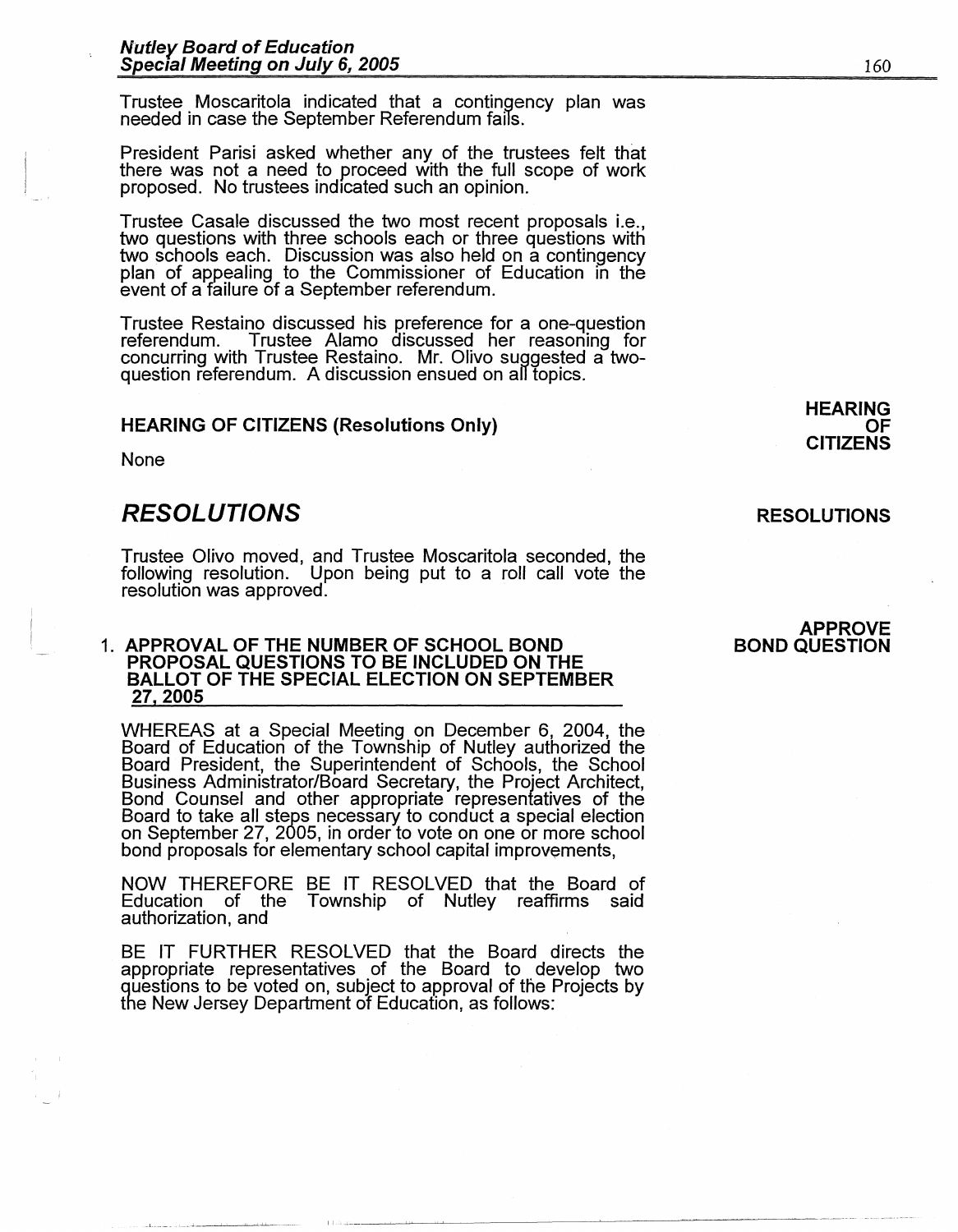Trustee Moscaritola indicated that a contingency plan was needed in case the September Referendum fails.

President Parisi asked whether any of the trustees felt that there was not a need to proceed with the full scope of work proposed. No trustees indicated such an opinion.

Trustee Casale discussed the two most recent proposals i.e., two questions with three schools each or three questions with two schools each. Discussion was also held on a contingency plan of appealing to the Commissioner of Education in the event of a failure of a September referendum.

Trustee Restaino discussed his preference for a one-question referendum. Trustee Alamo discussed her reasoning for concurring with Trustee Restaino. Mr. Olivo suggested a two-question referendum. A discussion ensued on all topics.

### HEARING OF CITIZENS (Resolutions Only)

**HEARING OF CITIZENS**

None

## *RESOLUTIONS*

**RESOLUTIONS**

Trustee Olivo moved, and Trustee Moscaritola seconded, the following resolution. Upon being put to a roll call vote the resolution was approved.

**APPROVE BOND QUESTION**

### 1. APPROVAL OF THE NUMBER OF SCHOOL BOND PROPOSAL QUESTIONS TO BE INCLUDED ON THE BALLOT OF THE SPECIAL ELECTION ON SEPTEMBER 27, 2005

WHEREAS at a Special Meeting on December 6, 2004, the Board of Education of the Township of Nutley authorized the Board President, the Superintendent of Schools, the School Business Administrator/Board Secretary, the Project Architect, Bond Counsel and other appropriate representatives of the Board to take all steps necessary to conduct a special election on September 27, 2005, in order to vote on one or more school bond proposals for elementary school capital improvements,

NOW THEREFORE BE IT RESOLVED that the Board of Education of the Township of Nutley reaffirms said authorization, and

BE IT FURTHER RESOLVED that the Board directs the appropriate representatives of the Board to develop two questions to be voted on, subject to approval of the Projects by the New Jersey Department of Education, as follows: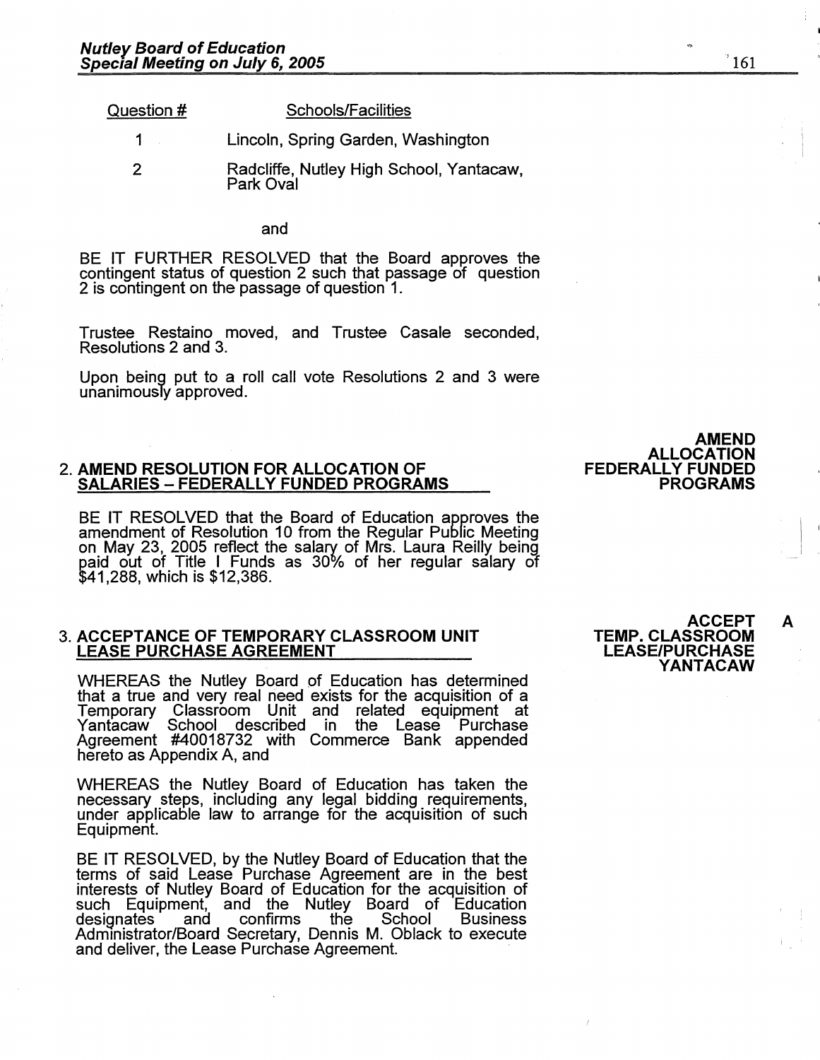| Question # | Schools/Facilities |
| --- | --- |
| 1 | Lincoln, Spring Garden, Washington |
| 2 | Radcliffe, Nutley High School, Yantacaw, Park Oval |

and

BE IT FURTHER RESOLVED that the Board approves the contingent status of question 2 such that passage of question 2 is contingent on the passage of question 1.

Trustee Restaino moved, and Trustee Casale seconded, Resolutions 2 and 3.

Upon being put to a roll call vote Resolutions 2 and 3 were unanimously approved.

**AMEND ALLOCATION FEDERALLY FUNDED PROGRAMS**

## 2. AMEND RESOLUTION FOR ALLOCATION OF SALARIES – FEDERALLY FUNDED PROGRAMS

BE IT RESOLVED that the Board of Education approves the amendment of Resolution 10 from the Regular Public Meeting on May 23, 2005 reflect the salary of Mrs. Laura Reilly being paid out of Title I Funds as 30% of her regular salary of $41,288, which is $12,386.

**ACCEPT TEMP. CLASSROOM LEASE/PURCHASE YANTACAW** A

## 3. ACCEPTANCE OF TEMPORARY CLASSROOM UNIT LEASE PURCHASE AGREEMENT

WHEREAS the Nutley Board of Education has determined that a true and very real need exists for the acquisition of a Temporary Classroom Unit and related equipment at Yantacaw School described in the Lease Purchase Agreement #40018732 with Commerce Bank appended hereto as Appendix A, and

WHEREAS the Nutley Board of Education has taken the necessary steps, including any legal bidding requirements, under applicable law to arrange for the acquisition of such Equipment.

BE IT RESOLVED, by the Nutley Board of Education that the terms of said Lease Purchase Agreement are in the best interests of Nutley Board of Education for the acquisition of such Equipment, and the Nutley Board of Education designates and confirms the School Business Administrator/Board Secretary, Dennis M. Oblack to execute and deliver, the Lease Purchase Agreement.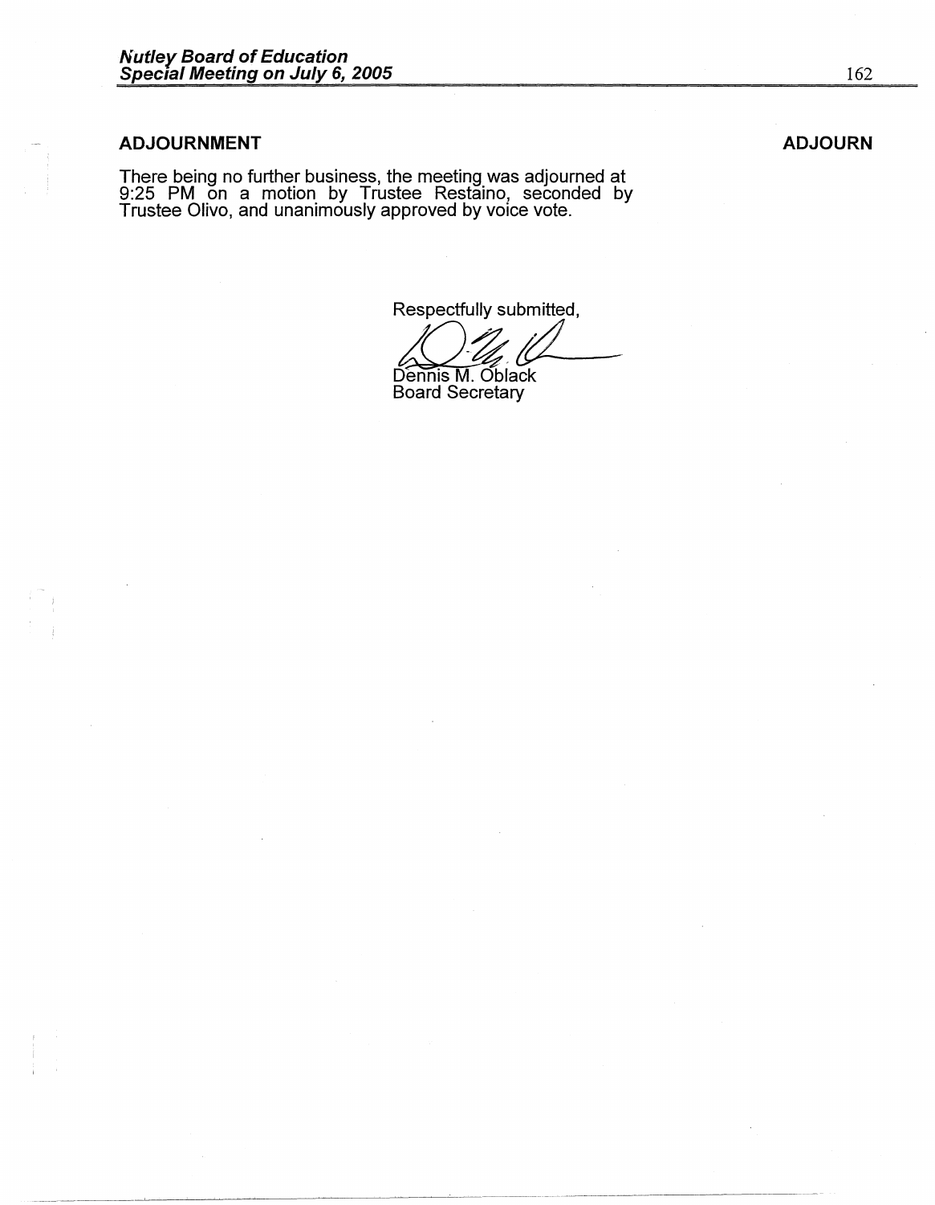## ADJOURNMENT

**ADJOURN**

There being no further business, the meeting was adjourned at 9:25 PM on a motion by Trustee Restaino, seconded by Trustee Olivo, and unanimously approved by voice vote.

Respectfully submitted,

Dennis M. Oblack
Board Secretary